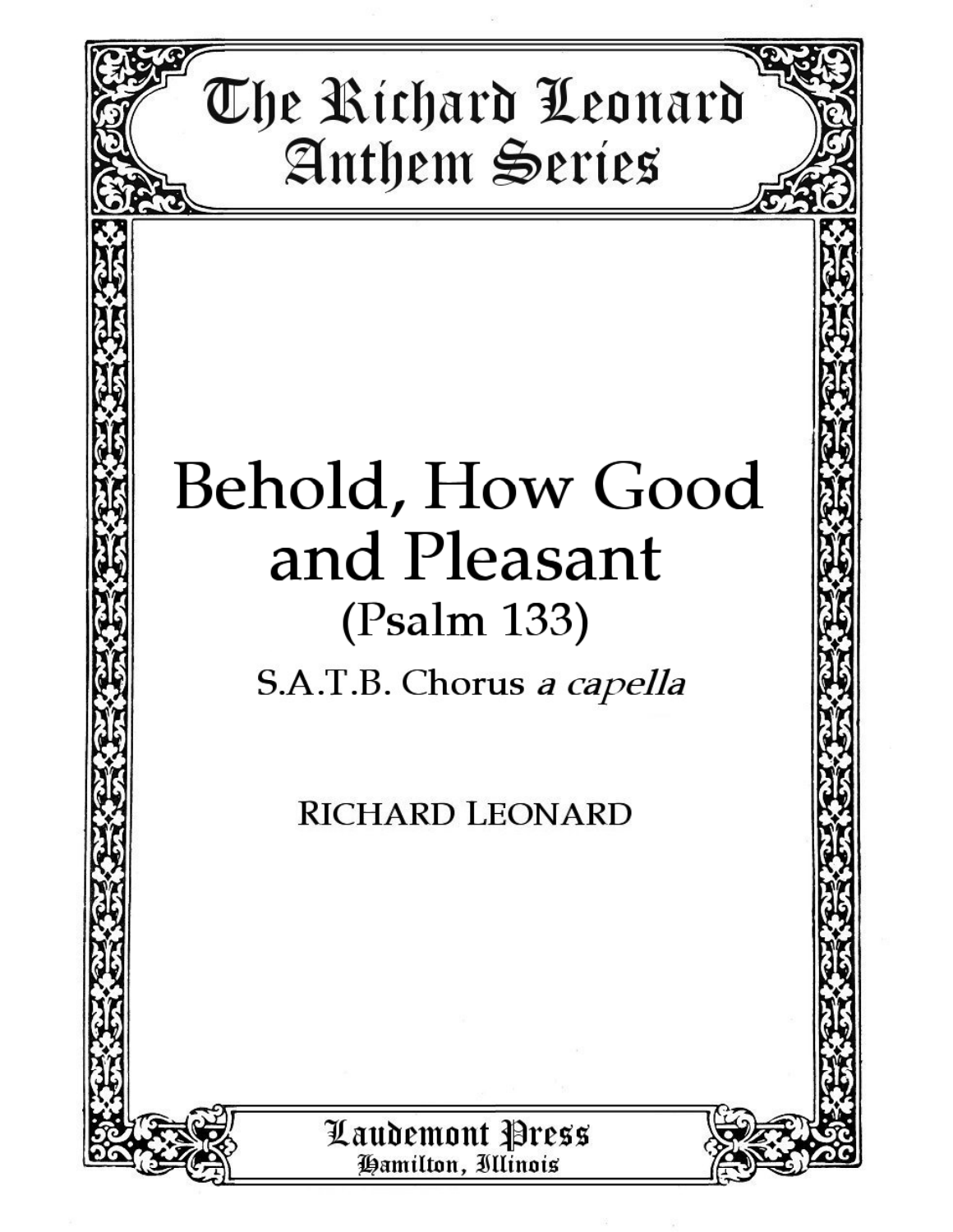# The Richard Leonard Anthem Series

# Behold, How Good and Pleasant

## (Psalm 133)

S.A.T.B. Chorus *a capella*

RICHARD LEONARD

Laudemont Press
Hamilton, Illinois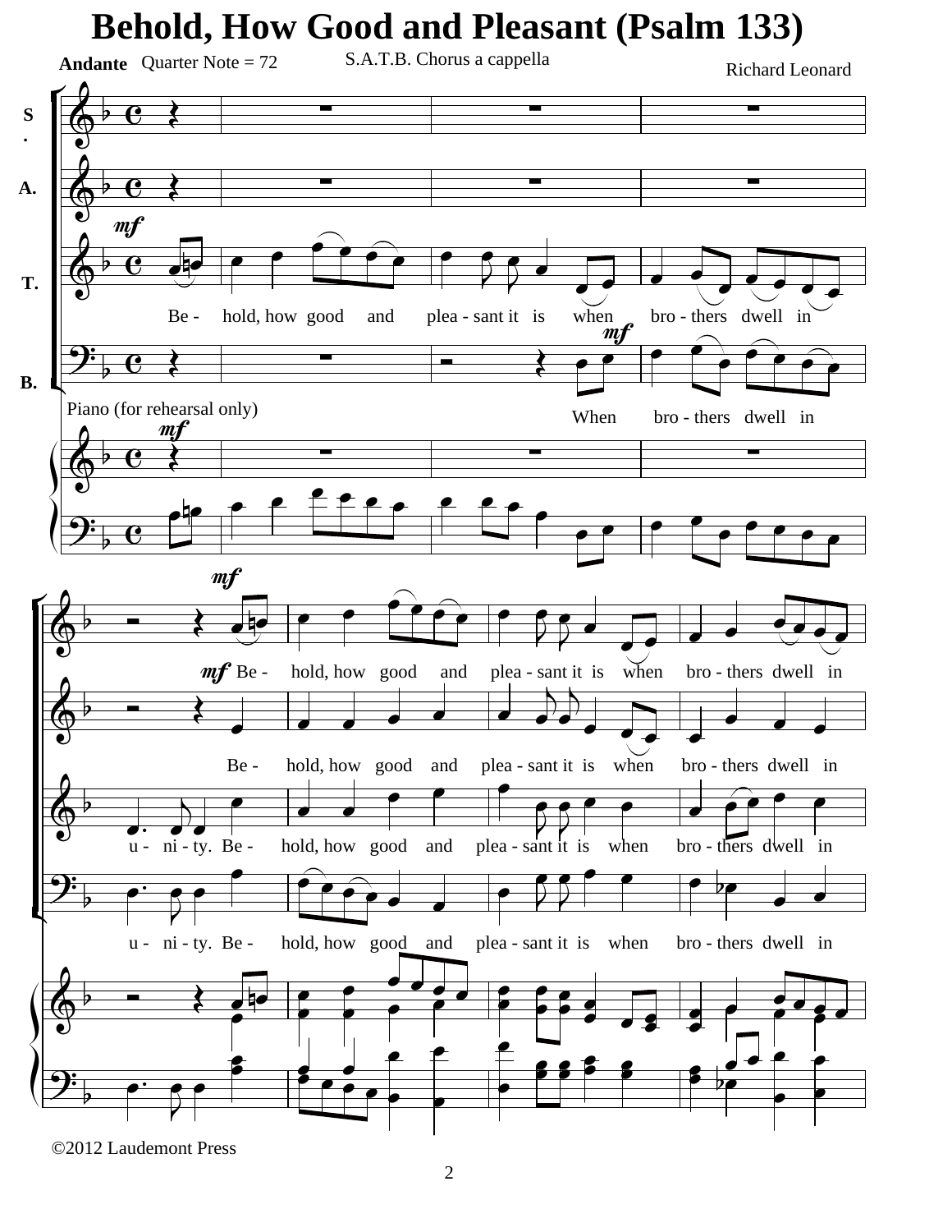# Behold, How Good and Pleasant (Psalm 133)

**Andante** Quarter Note = 72

S.A.T.B. Chorus a cappella

Richard Leonard

S.

A.

T.

B.

*mf*

Be - hold, how good and plea - sant it is when bro - thers dwell in

*mf*

When bro - thers dwell in

Piano (for rehearsal only)

*mf*

*mf*

Be - hold, how good and plea - sant it is when bro - thers dwell in

*mf* Be - hold, how good and plea - sant it is when bro - thers dwell in

u - ni - ty. Be - hold, how good and plea - sant it is when bro - thers dwell in

u - ni - ty. Be - hold, how good and plea - sant it is when bro - thers dwell in

©2012 Laudemont Press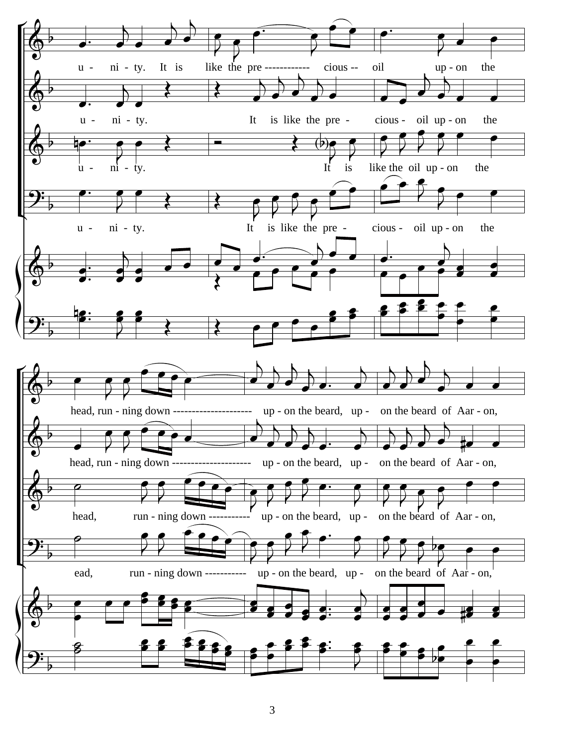u - ni - ty. It is like the pre ------------ cious -- oil up - on the

u - ni - ty. It is like the pre - cious - oil up - on the

u - ni - ty. It is like the oil up - on the

u - ni - ty. It is like the pre - cious - oil up - on the

head, run - ning down -------------------- up - on the beard, up - on the beard of Aar - on,

head, run - ning down -------------------- up - on the beard, up - on the beard of Aar - on,

head, run - ning down ----------- up - on the beard, up - on the beard of Aar - on,

ead, run - ning down ----------- up - on the beard, up - on the beard of Aar - on,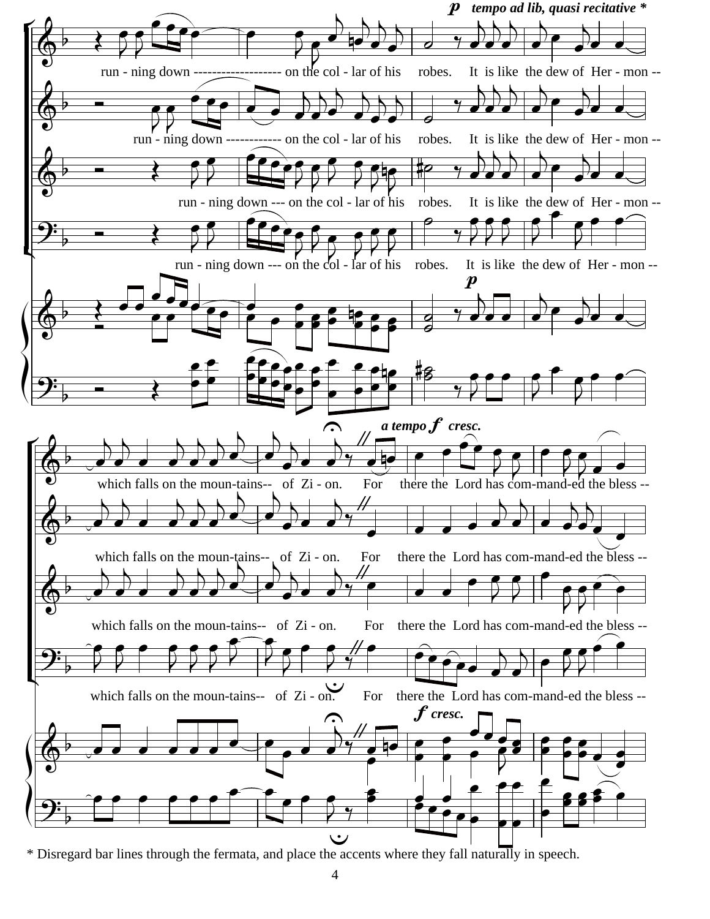*p* *tempo ad lib, quasi recitative* *

run - ning down ------------------- on the col - lar of his robes. It is like the dew of Her - mon --

run - ning down ----------- on the col - lar of his robes. It is like the dew of Her - mon --

run - ning down --- on the col - lar of his robes. It is like the dew of Her - mon --

run - ning down --- on the col - lar of his robes. It is like the dew of Her - mon --

*a tempo* ***f*** *cresc.*

which falls on the moun-tains-- of Zi - on. For there the Lord has com-mand-ed the bless --

which falls on the moun-tains-- of Zi - on. For there the Lord has com-mand-ed the bless --

which falls on the moun-tains-- of Zi - on. For there the Lord has com-mand-ed the bless --

which falls on the moun-tains-- of Zi - on. For there the Lord has com-mand-ed the bless --

\* Disregard bar lines through the fermata, and place the accents where they fall naturally in speech.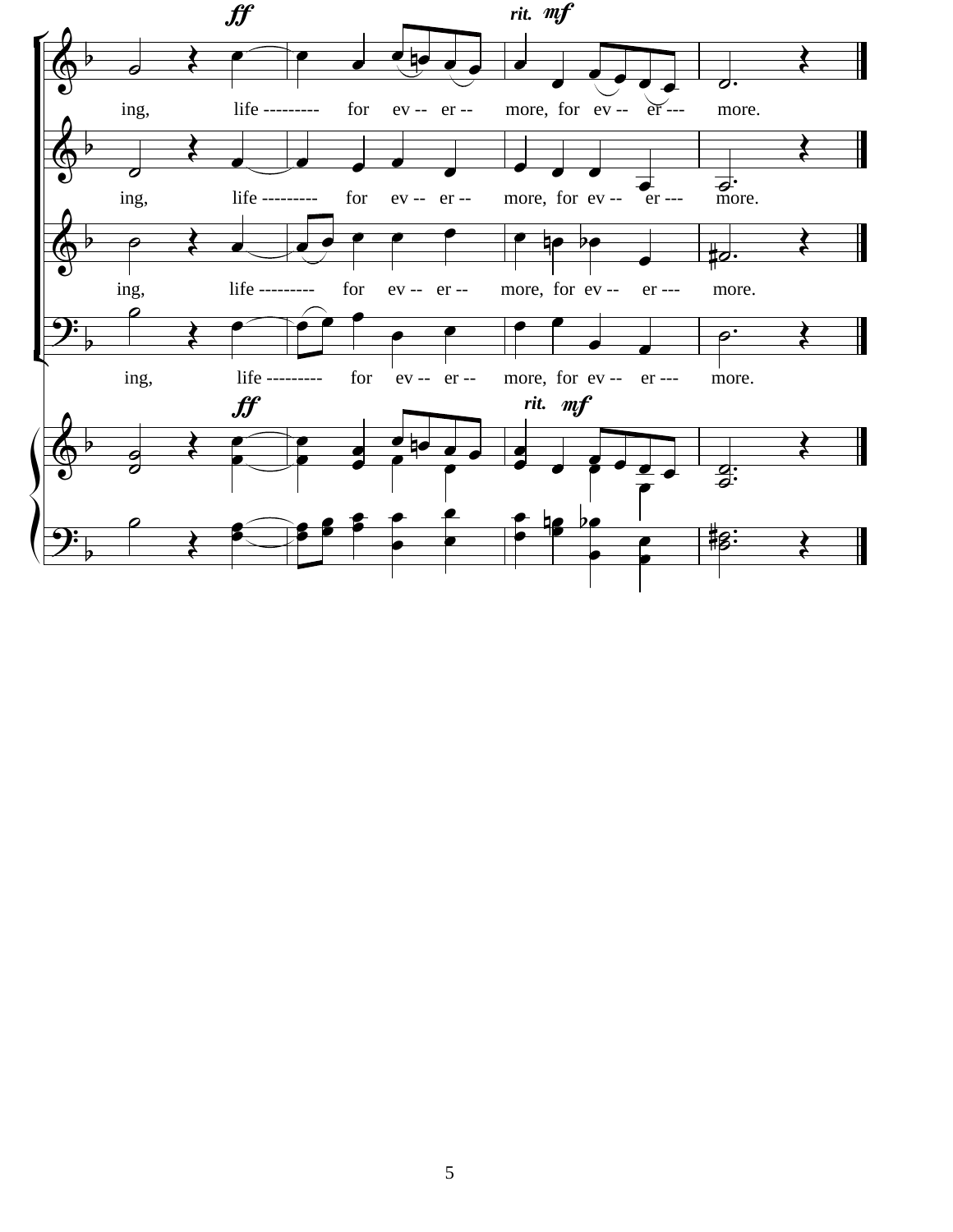*ff* *rit.* *mf*

ing, life --------- for ev -- er -- more, for ev -- er --- more.

ing, life --------- for ev -- er -- more, for ev -- er --- more.

ing, life --------- for ev -- er -- more, for ev -- er --- more.

ing, life --------- for ev -- er -- more, for ev -- er --- more.

*ff* *rit.* *mf*